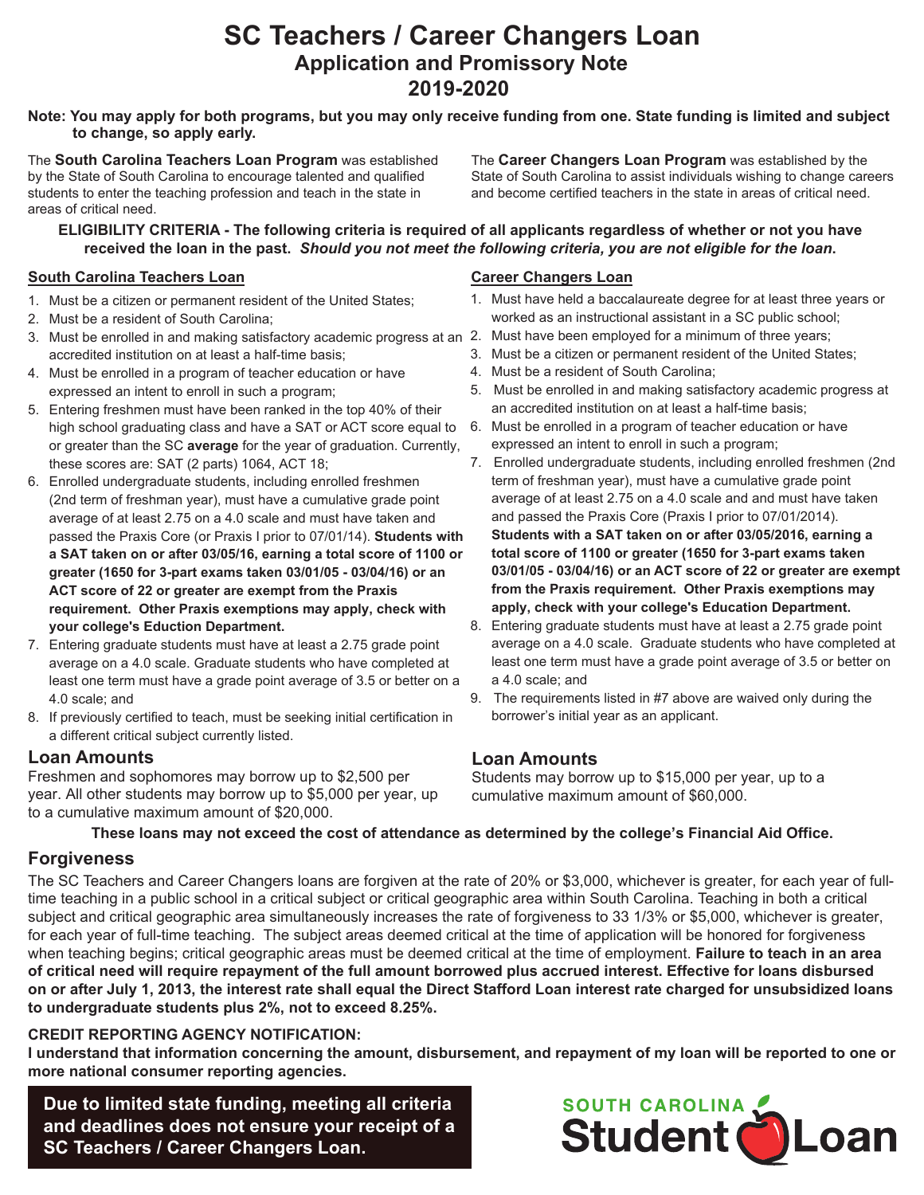# SC Teachers / Career Changers Loan

## Application and Promissory Note

## 2019-2020

**Note: You may apply for both programs, but you may only receive funding from one. State funding is limited and subject to change, so apply early.**

The **South Carolina Teachers Loan Program** was established by the State of South Carolina to encourage talented and qualified students to enter the teaching profession and teach in the state in areas of critical need.

The **Career Changers Loan Program** was established by the State of South Carolina to assist individuals wishing to change careers and become certified teachers in the state in areas of critical need.

**ELIGIBILITY CRITERIA - The following criteria is required of all applicants regardless of whether or not you have received the loan in the past.** ***Should you not meet the following criteria, you are not eligible for the loan.***

### South Carolina Teachers Loan

1. Must be a citizen or permanent resident of the United States;
2. Must be a resident of South Carolina;
3. Must be enrolled in and making satisfactory academic progress at an accredited institution on at least a half-time basis;
4. Must be enrolled in a program of teacher education or have expressed an intent to enroll in such a program;
5. Entering freshmen must have been ranked in the top 40% of their high school graduating class and have a SAT or ACT score equal to or greater than the SC **average** for the year of graduation. Currently, these scores are: SAT (2 parts) 1064, ACT 18;
6. Enrolled undergraduate students, including enrolled freshmen (2nd term of freshman year), must have a cumulative grade point average of at least 2.75 on a 4.0 scale and must have taken and passed the Praxis Core (or Praxis I prior to 07/01/14). **Students with a SAT taken on or after 03/05/16, earning a total score of 1100 or greater (1650 for 3-part exams taken 03/01/05 - 03/04/16) or an ACT score of 22 or greater are exempt from the Praxis requirement. Other Praxis exemptions may apply, check with your college's Eduction Department.**
7. Entering graduate students must have at least a 2.75 grade point average on a 4.0 scale. Graduate students who have completed at least one term must have a grade point average of 3.5 or better on a 4.0 scale; and
8. If previously certified to teach, must be seeking initial certification in a different critical subject currently listed.

### Loan Amounts

Freshmen and sophomores may borrow up to $2,500 per year. All other students may borrow up to $5,000 per year, up to a cumulative maximum amount of $20,000.

### Career Changers Loan

1. Must have held a baccalaureate degree for at least three years or worked as an instructional assistant in a SC public school;
2. Must have been employed for a minimum of three years;
3. Must be a citizen or permanent resident of the United States;
4. Must be a resident of South Carolina;
5. Must be enrolled in and making satisfactory academic progress at an accredited institution on at least a half-time basis;
6. Must be enrolled in a program of teacher education or have expressed an intent to enroll in such a program;
7. Enrolled undergraduate students, including enrolled freshmen (2nd term of freshman year), must have a cumulative grade point average of at least 2.75 on a 4.0 scale and and must have taken and passed the Praxis Core (Praxis I prior to 07/01/2014). **Students with a SAT taken on or after 03/05/2016, earning a total score of 1100 or greater (1650 for 3-part exams taken 03/01/05 - 03/04/16) or an ACT score of 22 or greater are exempt from the Praxis requirement. Other Praxis exemptions may apply, check with your college's Education Department.**
8. Entering graduate students must have at least a 2.75 grade point average on a 4.0 scale. Graduate students who have completed at least one term must have a grade point average of 3.5 or better on a 4.0 scale; and
9. The requirements listed in #7 above are waived only during the borrower's initial year as an applicant.

### Loan Amounts

Students may borrow up to $15,000 per year, up to a cumulative maximum amount of $60,000.

**These loans may not exceed the cost of attendance as determined by the college's Financial Aid Office.**

## Forgiveness

The SC Teachers and Career Changers loans are forgiven at the rate of 20% or $3,000, whichever is greater, for each year of full-time teaching in a public school in a critical subject or critical geographic area within South Carolina. Teaching in both a critical subject and critical geographic area simultaneously increases the rate of forgiveness to 33 1/3% or $5,000, whichever is greater, for each year of full-time teaching. The subject areas deemed critical at the time of application will be honored for forgiveness when teaching begins; critical geographic areas must be deemed critical at the time of employment. **Failure to teach in an area of critical need will require repayment of the full amount borrowed plus accrued interest. Effective for loans disbursed on or after July 1, 2013, the interest rate shall equal the Direct Stafford Loan interest rate charged for unsubsidized loans to undergraduate students plus 2%, not to exceed 8.25%.**

**CREDIT REPORTING AGENCY NOTIFICATION:**

**I understand that information concerning the amount, disbursement, and repayment of my loan will be reported to one or more national consumer reporting agencies.**

**Due to limited state funding, meeting all criteria and deadlines does not ensure your receipt of a SC Teachers / Career Changers Loan.**

SOUTH CAROLINA Student Loan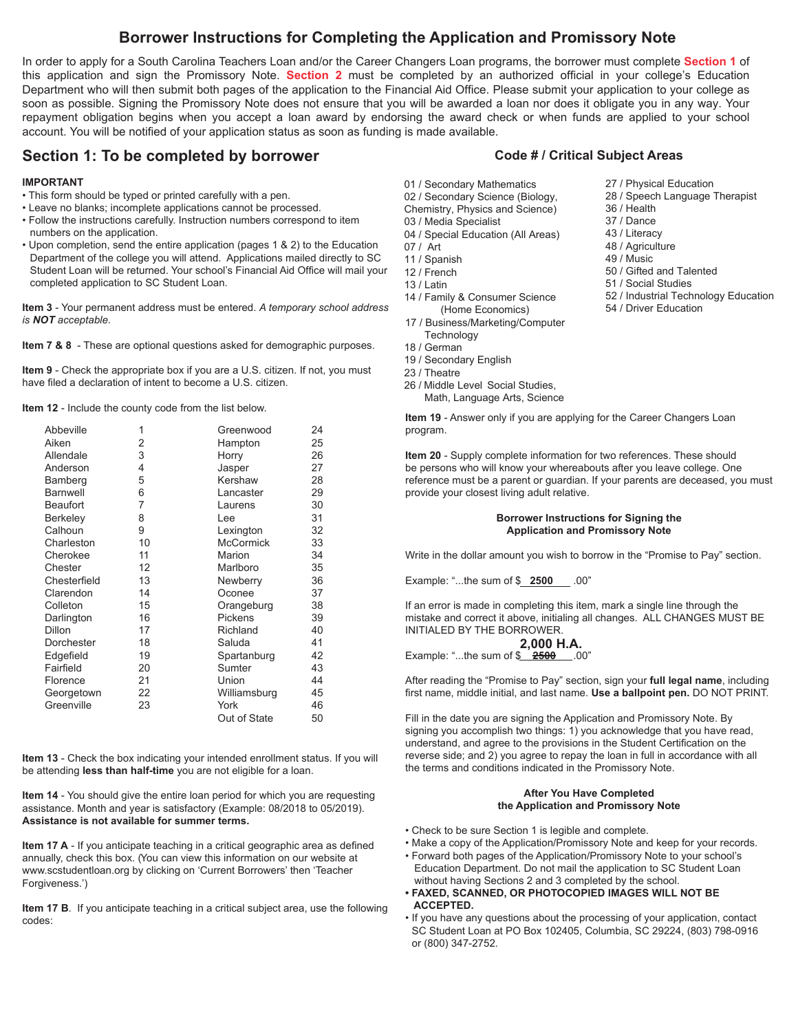# Borrower Instructions for Completing the Application and Promissory Note

In order to apply for a South Carolina Teachers Loan and/or the Career Changers Loan programs, the borrower must complete **Section 1** of this application and sign the Promissory Note. **Section 2** must be completed by an authorized official in your college's Education Department who will then submit both pages of the application to the Financial Aid Office. Please submit your application to your college as soon as possible. Signing the Promissory Note does not ensure that you will be awarded a loan nor does it obligate you in any way. Your repayment obligation begins when you accept a loan award by endorsing the award check or when funds are applied to your school account. You will be notified of your application status as soon as funding is made available.

## Section 1: To be completed by borrower

**IMPORTANT**

- This form should be typed or printed carefully with a pen.
- Leave no blanks; incomplete applications cannot be processed.
- Follow the instructions carefully. Instruction numbers correspond to item numbers on the application.
- Upon completion, send the entire application (pages 1 & 2) to the Education Department of the college you will attend. Applications mailed directly to SC Student Loan will be returned. Your school's Financial Aid Office will mail your completed application to SC Student Loan.

**Item 3** - Your permanent address must be entered. *A temporary school address is **NOT** acceptable.*

**Item 7 & 8** - These are optional questions asked for demographic purposes.

**Item 9** - Check the appropriate box if you are a U.S. citizen. If not, you must have filed a declaration of intent to become a U.S. citizen.

**Item 12** - Include the county code from the list below.

| County | Code | County | Code |
|---|---|---|---|
| Abbeville | 1 | Greenwood | 24 |
| Aiken | 2 | Hampton | 25 |
| Allendale | 3 | Horry | 26 |
| Anderson | 4 | Jasper | 27 |
| Bamberg | 5 | Kershaw | 28 |
| Barnwell | 6 | Lancaster | 29 |
| Beaufort | 7 | Laurens | 30 |
| Berkeley | 8 | Lee | 31 |
| Calhoun | 9 | Lexington | 32 |
| Charleston | 10 | McCormick | 33 |
| Cherokee | 11 | Marion | 34 |
| Chester | 12 | Marlboro | 35 |
| Chesterfield | 13 | Newberry | 36 |
| Clarendon | 14 | Oconee | 37 |
| Colleton | 15 | Orangeburg | 38 |
| Darlington | 16 | Pickens | 39 |
| Dillon | 17 | Richland | 40 |
| Dorchester | 18 | Saluda | 41 |
| Edgefield | 19 | Spartanburg | 42 |
| Fairfield | 20 | Sumter | 43 |
| Florence | 21 | Union | 44 |
| Georgetown | 22 | Williamsburg | 45 |
| Greenville | 23 | York | 46 |
| | | Out of State | 50 |

**Item 13** - Check the box indicating your intended enrollment status. If you will be attending **less than half-time** you are not eligible for a loan.

**Item 14** - You should give the entire loan period for which you are requesting assistance. Month and year is satisfactory (Example: 08/2018 to 05/2019). **Assistance is not available for summer terms.**

**Item 17 A** - If you anticipate teaching in a critical geographic area as defined annually, check this box. (You can view this information on our website at www.scstudentloan.org by clicking on 'Current Borrowers' then 'Teacher Forgiveness.')

**Item 17 B**. If you anticipate teaching in a critical subject area, use the following codes:

### Code # / Critical Subject Areas

- 01 / Secondary Mathematics
- 02 / Secondary Science (Biology, Chemistry, Physics and Science)
- 03 / Media Specialist
- 04 / Special Education (All Areas)
- 07 / Art
- 11 / Spanish
- 12 / French
- 13 / Latin
- 14 / Family & Consumer Science (Home Economics)
- 17 / Business/Marketing/Computer Technology
- 18 / German
- 19 / Secondary English
- 23 / Theatre
- 26 / Middle Level Social Studies, Math, Language Arts, Science
- 27 / Physical Education
- 28 / Speech Language Therapist
- 36 / Health
- 37 / Dance
- 43 / Literacy
- 48 / Agriculture
- 49 / Music
- 50 / Gifted and Talented
- 51 / Social Studies
- 52 / Industrial Technology Education
- 54 / Driver Education

**Item 19** - Answer only if you are applying for the Career Changers Loan program.

**Item 20** - Supply complete information for two references. These should be persons who will know your whereabouts after you leave college. One reference must be a parent or guardian. If your parents are deceased, you must provide your closest living adult relative.

### Borrower Instructions for Signing the Application and Promissory Note

Write in the dollar amount you wish to borrow in the "Promise to Pay" section.

Example: "...the sum of $ **2500** .00"

If an error is made in completing this item, mark a single line through the mistake and correct it above, initialing all changes. ALL CHANGES MUST BE INITIALED BY THE BORROWER.

Example: "...the sum of $ ~~**2500**~~ **2,000 H.A.** .00"

After reading the "Promise to Pay" section, sign your **full legal name**, including first name, middle initial, and last name. **Use a ballpoint pen.** DO NOT PRINT.

Fill in the date you are signing the Application and Promissory Note. By signing you accomplish two things: 1) you acknowledge that you have read, understand, and agree to the provisions in the Student Certification on the reverse side; and 2) you agree to repay the loan in full in accordance with all the terms and conditions indicated in the Promissory Note.

### After You Have Completed the Application and Promissory Note

- Check to be sure Section 1 is legible and complete.
- Make a copy of the Application/Promissory Note and keep for your records.
- Forward both pages of the Application/Promissory Note to your school's Education Department. Do not mail the application to SC Student Loan without having Sections 2 and 3 completed by the school.
- **FAXED, SCANNED, OR PHOTOCOPIED IMAGES WILL NOT BE ACCEPTED.**
- If you have any questions about the processing of your application, contact SC Student Loan at PO Box 102405, Columbia, SC 29224, (803) 798-0916 or (800) 347-2752.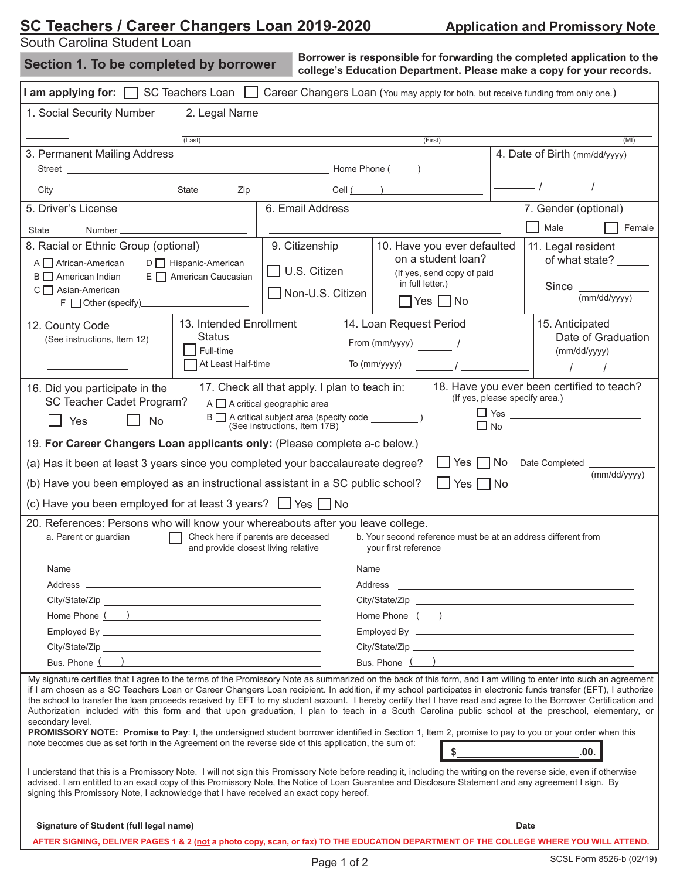# SC Teachers / Career Changers Loan 2019-2020

**Application and Promissory Note**

South Carolina Student Loan

## Section 1. To be completed by borrower

**Borrower is responsible for forwarding the completed application to the college's Education Department. Please make a copy for your records.**

**I am applying for:** ☐ SC Teachers Loan ☐ Career Changers Loan (You may apply for both, but receive funding from only one.)

1. Social Security Number ______ - ______ - ______

2. Legal Name ______ (Last) ______ (First) ______ (MI)

3. Permanent Mailing Address
   Street ______ Home Phone (   ) ______
   City ______ State ______ Zip ______ Cell (   ) ______

4. Date of Birth (mm/dd/yyyy) ______ / ______ / ______

5. Driver's License
   State ______ Number ______

6. Email Address ______

7. Gender (optional) ☐ Male ☐ Female

8. Racial or Ethnic Group (optional)
   - A ☐ African-American
   - B ☐ American Indian
   - C ☐ Asian-American
   - D ☐ Hispanic-American
   - E ☐ American Caucasian
   - F ☐ Other (specify) ______

9. Citizenship
   ☐ U.S. Citizen
   ☐ Non-U.S. Citizen

10. Have you ever defaulted on a student loan? (If yes, send copy of paid in full letter.)
    ☐ Yes ☐ No

11. Legal resident of what state? ______
    Since ______ (mm/dd/yyyy)

12. County Code (See instructions, Item 12) ______

13. Intended Enrollment Status
    ☐ Full-time
    ☐ At Least Half-time

14. Loan Request Period
    From (mm/yyyy) ______ / ______
    To (mm/yyyy) ______ / ______

15. Anticipated Date of Graduation (mm/dd/yyyy) ______ / ______ / ______

16. Did you participate in the SC Teacher Cadet Program?
    ☐ Yes ☐ No

17. Check all that apply. I plan to teach in:
    - A ☐ A critical geographic area
    - B ☐ A critical subject area (specify code ______ ) (See instructions, Item 17B)

18. Have you ever been certified to teach? (If yes, please specify area.)
    ☐ Yes ______
    ☐ No

19. **For Career Changers Loan applicants only:** (Please complete a-c below.)
    (a) Has it been at least 3 years since you completed your baccalaureate degree? ☐ Yes ☐ No Date Completed ______ (mm/dd/yyyy)
    (b) Have you been employed as an instructional assistant in a SC public school? ☐ Yes ☐ No
    (c) Have you been employed for at least 3 years? ☐ Yes ☐ No

20. References: Persons who will know your whereabouts after you leave college.

| a. Parent or guardian ☐ Check here if parents are deceased and provide closest living relative | b. Your second reference must be at an address different from your first reference |
|---|---|
| Name ______ | Name ______ |
| Address ______ | Address ______ |
| City/State/Zip ______ | City/State/Zip ______ |
| Home Phone (   ) ______ | Home Phone (   ) ______ |
| Employed By ______ | Employed By ______ |
| City/State/Zip ______ | City/State/Zip ______ |
| Bus. Phone (   ) ______ | Bus. Phone (   ) ______ |

My signature certifies that I agree to the terms of the Promissory Note as summarized on the back of this form, and I am willing to enter into such an agreement if I am chosen as a SC Teachers Loan or Career Changers Loan recipient. In addition, if my school participates in electronic funds transfer (EFT), I authorize the school to transfer the loan proceeds received by EFT to my student account. I hereby certify that I have read and agree to the Borrower Certification and Authorization included with this form and that upon graduation, I plan to teach in a South Carolina public school at the preschool, elementary, or secondary level.

**PROMISSORY NOTE: Promise to Pay**: I, the undersigned student borrower identified in Section 1, Item 2, promise to pay to you or your order when this note becomes due as set forth in the Agreement on the reverse side of this application, the sum of: **$______.00.**

I understand that this is a Promissory Note. I will not sign this Promissory Note before reading it, including the writing on the reverse side, even if otherwise advised. I am entitled to an exact copy of this Promissory Note, the Notice of Loan Guarantee and Disclosure Statement and any agreement I sign. By signing this Promissory Note, I acknowledge that I have received an exact copy hereof.

______
**Signature of Student (full legal name)** **Date**

**AFTER SIGNING, DELIVER PAGES 1 & 2 (not a photo copy, scan, or fax) TO THE EDUCATION DEPARTMENT OF THE COLLEGE WHERE YOU WILL ATTEND.**

SCSL Form 8526-b (02/19)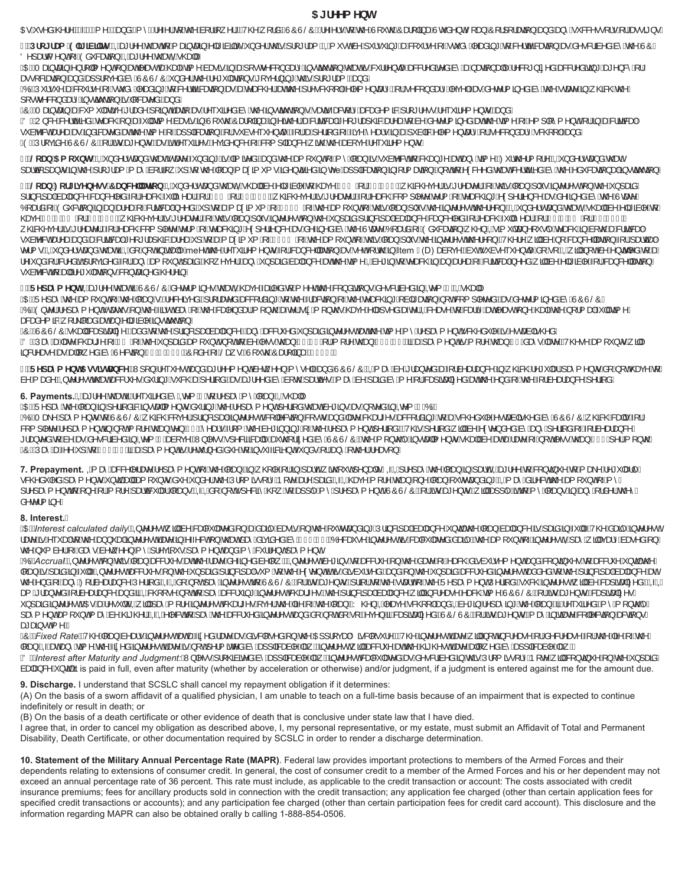# Agreement

As used herein "I", "me" and "my" refer to the borrower. The word "SCSL&" means the South Carolina Student Loan Corporation and any successors or assigns.

**1. Program Eligibility.** I agree that to maintain eligibility under this program, I must be pursuing a course of study leading to certification as described by the SC Department of Education. I agree that I shall:

(A) Maintain enrollment at a minimum of half-time basis in a post-secondary institution that is currently accredited by a nationally recognized accrediting agency or approved by SCSL& under the regulations governing this program; and

(B) Pursue a course of study leading to certification as a teacher at the pre-school, elementary, or secondary level as determined by the State Law which the post-secondary institution is located; and

(C) Maintain a cumulative grade point average as determined by the institution as satisfactory or academic progress requirement; and

(D) Once certified, teach in South Carolina in a public school located in an area of critical need or in an academic critical need area as determined by the State Board of Education at the time of application or subsequent employment in pre-school, elementary, or secondary school; and

(E) Provide SCSL& or its agent documents as it requests as evidence of compliance with the above requirement.

**2. Loan Amount.** I understand that annual funding is limited and the amount I may borrow is subject to change each year. I further understand that participants in the program may borrow up to the maximum identified in the Application/Information Form or other documents affecting certification of eligibility as determined by the funding.

**3. Loan Forgiveness & Cancellation.** I understand that I shall be eligible to have 20% or $3,000, whichever is greater, of the principal balance plus the interest thereon forgiven for each full year of teaching in an area of critical need or academic critical need area as designated by the State Board of Education, up to a maximum of 100% of the amount of this loan plus the interest thereon. I understand that I shall be eligible to have 33% or $5,000, whichever is greater, of the principal balance plus the interest thereon forgiven for each complete year of teaching in both a subject area and geographic area of critical need as designated by the State Board of Education, up to a maximum of 100% of the amount of this loan plus the interest thereon. There will be no forgiveness or cancellation for partial years of teaching. If I fail to meet the requirements for cancellation as set forth in Item (D) above, the balance not forgiven will be converted to a loan and must be repaid in accordance with the terms of this Agreement. I will be eligible to reapply for loan forgiveness or cancellation.

**4. Repayment.** I agree that if SCSL& determines that I have failed to meet the conditions described in Item I, I shall:

(A) Repay the loan plus interest that has accrued according to the terms of this loan in compliance with the repayment schedule as determined by SCSL&; and

(B) Unless repayment is deferred, begin repayment on the first day of the month following the date the repayment schedule is issued; and

(C) SCSL& shall calculate and add to the principal balance any accrued unpaid interest; and

(D) Pay a late charge of 5% of the unpaid amount not to exceed $5.00 for each payment more than 10 days late. The amount will increase as allowed by SC Section 37-2-203, Code of Laws South Carolina 1976.

**5. Repayment Assistance.** Upon request and agreement between me and SCSL&, I may be granted forbearance during which regular payment does not have to be made. I understand that interest will continue to accrue during the forbearance period.

**6. Payments.** I agree that all payments required by Item 4 are payable to SCSL&.

(A) Repay the loan in periodic installments during the repayment period that begins as described in Item 4(B).

(B) Make payments as scheduled on the repayment schedule issued by SCSL&, which sets forth the amount of my payments. This repayment period will be established by SCSL& and will not exceed the period of forbearance granted as described in Item 5.

(C) Pay a fee as set forth in the repayment schedule for any other reason.

**7. Prepayment.** I may at any time prepay all or part of the loan without penalty. If I prepay, the loan balance will be reduced and my scheduled payments will be adjusted accordingly. If I prepay, I will not be relieved of the obligation to make my regular scheduled payments unless SCSL& agrees otherwise in writing.

**8. Interest.**

(A) *Interest calculated daily.* Interest will be calculated on a daily simple basis on the outstanding principal balance until the loan is paid in full.

(B) *Accrual.* Interest on this loan accrues from the date the loan is disbursed and continues to accrue until the loan is paid in full. Interest that accrues during periods when I am not required to make payments will be added to the principal balance. SCSL& or its agent may charge interest at the rate stated below.

(C) *Fixed Rate.* The loan bears interest at a fixed rate as disclosed on the Approval Disclosure. The interest rate will not increase or decrease for the life of the loan.

(D) *Interest after Maturity and Judgment:* Unless prohibited by applicable law, interest will be calculated as described in this Promissory Note and will continue to accrue on the unpaid balance until it is paid in full, even after maturity (whether by acceleration or otherwise) and/or judgment, if a judgment is entered against me for the amount due.

**9. Discharge.** I understand that SCSLC shall cancel my repayment obligation if it determines:

(A) On the basis of a sworn affidavit of a qualified physician, I am unable to teach on a full-time basis because of an impairment that is expected to continue indefinitely or result in death; or

(B) On the basis of a death certificate or other evidence of death that is conclusive under state law that I have died.

I agree that, in order to cancel my obligation as described above, I, my personal representative, or my estate, must submit an Affidavit of Total and Permanent Disability, Death Certificate, or other documentation required by SCSLC in order to render a discharge determination.

**10. Statement of the Military Annual Percentage Rate (MAPR)**. Federal law provides important protections to members of the Armed Forces and their dependents relating to extensions of consumer credit. In general, the cost of consumer credit to a member of the Armed Forces and his or her dependent may not exceed an annual percentage rate of 36 percent. This rate must include, as applicable to the credit transaction or account: The costs associated with credit insurance premiums; fees for ancillary products sold in connection with the credit transaction; any application fee charged (other than certain application fees for specified credit transactions or accounts); and any participation fee charged (other than certain participation fees for credit card account). This disclosure and the information regarding MAPR can also be obtained orally b calling 1-888-854-0506.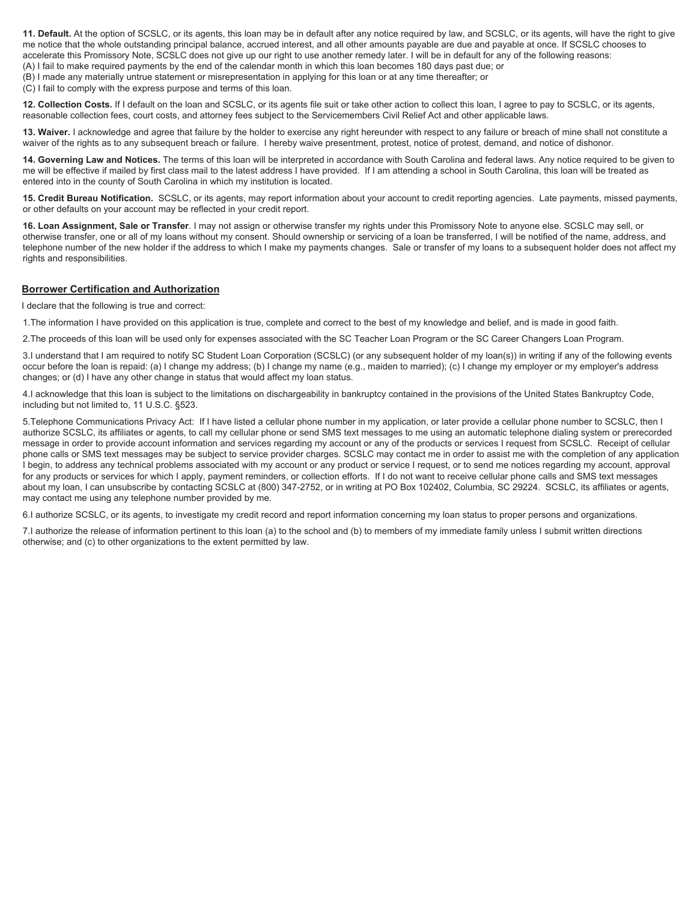**11. Default.** At the option of SCSLC, or its agents, this loan may be in default after any notice required by law, and SCSLC, or its agents, will have the right to give me notice that the whole outstanding principal balance, accrued interest, and all other amounts payable are due and payable at once. If SCSLC chooses to accelerate this Promissory Note, SCSLC does not give up our right to use another remedy later. I will be in default for any of the following reasons:
(A) I fail to make required payments by the end of the calendar month in which this loan becomes 180 days past due; or
(B) I made any materially untrue statement or misrepresentation in applying for this loan or at any time thereafter; or
(C) I fail to comply with the express purpose and terms of this loan.

**12. Collection Costs.** If I default on the loan and SCSLC, or its agents file suit or take other action to collect this loan, I agree to pay to SCSLC, or its agents, reasonable collection fees, court costs, and attorney fees subject to the Servicemembers Civil Relief Act and other applicable laws.

**13. Waiver.** I acknowledge and agree that failure by the holder to exercise any right hereunder with respect to any failure or breach of mine shall not constitute a waiver of the rights as to any subsequent breach or failure. I hereby waive presentment, protest, notice of protest, demand, and notice of dishonor.

**14. Governing Law and Notices.** The terms of this loan will be interpreted in accordance with South Carolina and federal laws. Any notice required to be given to me will be effective if mailed by first class mail to the latest address I have provided. If I am attending a school in South Carolina, this loan will be treated as entered into in the county of South Carolina in which my institution is located.

**15. Credit Bureau Notification.** SCSLC, or its agents, may report information about your account to credit reporting agencies. Late payments, missed payments, or other defaults on your account may be reflected in your credit report.

**16. Loan Assignment, Sale or Transfer**. I may not assign or otherwise transfer my rights under this Promissory Note to anyone else. SCSLC may sell, or otherwise transfer, one or all of my loans without my consent. Should ownership or servicing of a loan be transferred, I will be notified of the name, address, and telephone number of the new holder if the address to which I make my payments changes. Sale or transfer of my loans to a subsequent holder does not affect my rights and responsibilities.

## Borrower Certification and Authorization

I declare that the following is true and correct:

1.The information I have provided on this application is true, complete and correct to the best of my knowledge and belief, and is made in good faith.

2.The proceeds of this loan will be used only for expenses associated with the SC Teacher Loan Program or the SC Career Changers Loan Program.

3.I understand that I am required to notify SC Student Loan Corporation (SCSLC) (or any subsequent holder of my loan(s)) in writing if any of the following events occur before the loan is repaid: (a) I change my address; (b) I change my name (e.g., maiden to married); (c) I change my employer or my employer's address changes; or (d) I have any other change in status that would affect my loan status.

4.I acknowledge that this loan is subject to the limitations on dischargeability in bankruptcy contained in the provisions of the United States Bankruptcy Code, including but not limited to, 11 U.S.C. §523.

5.Telephone Communications Privacy Act: If I have listed a cellular phone number in my application, or later provide a cellular phone number to SCSLC, then I authorize SCSLC, its affiliates or agents, to call my cellular phone or send SMS text messages to me using an automatic telephone dialing system or prerecorded message in order to provide account information and services regarding my account or any of the products or services I request from SCSLC. Receipt of cellular phone calls or SMS text messages may be subject to service provider charges. SCSLC may contact me in order to assist me with the completion of any application I begin, to address any technical problems associated with my account or any product or service I request, or to send me notices regarding my account, approval for any products or services for which I apply, payment reminders, or collection efforts. If I do not want to receive cellular phone calls and SMS text messages about my loan, I can unsubscribe by contacting SCSLC at (800) 347-2752, or in writing at PO Box 102402, Columbia, SC 29224. SCSLC, its affiliates or agents, may contact me using any telephone number provided by me.

6.I authorize SCSLC, or its agents, to investigate my credit record and report information concerning my loan status to proper persons and organizations.

7.I authorize the release of information pertinent to this loan (a) to the school and (b) to members of my immediate family unless I submit written directions otherwise; and (c) to other organizations to the extent permitted by law.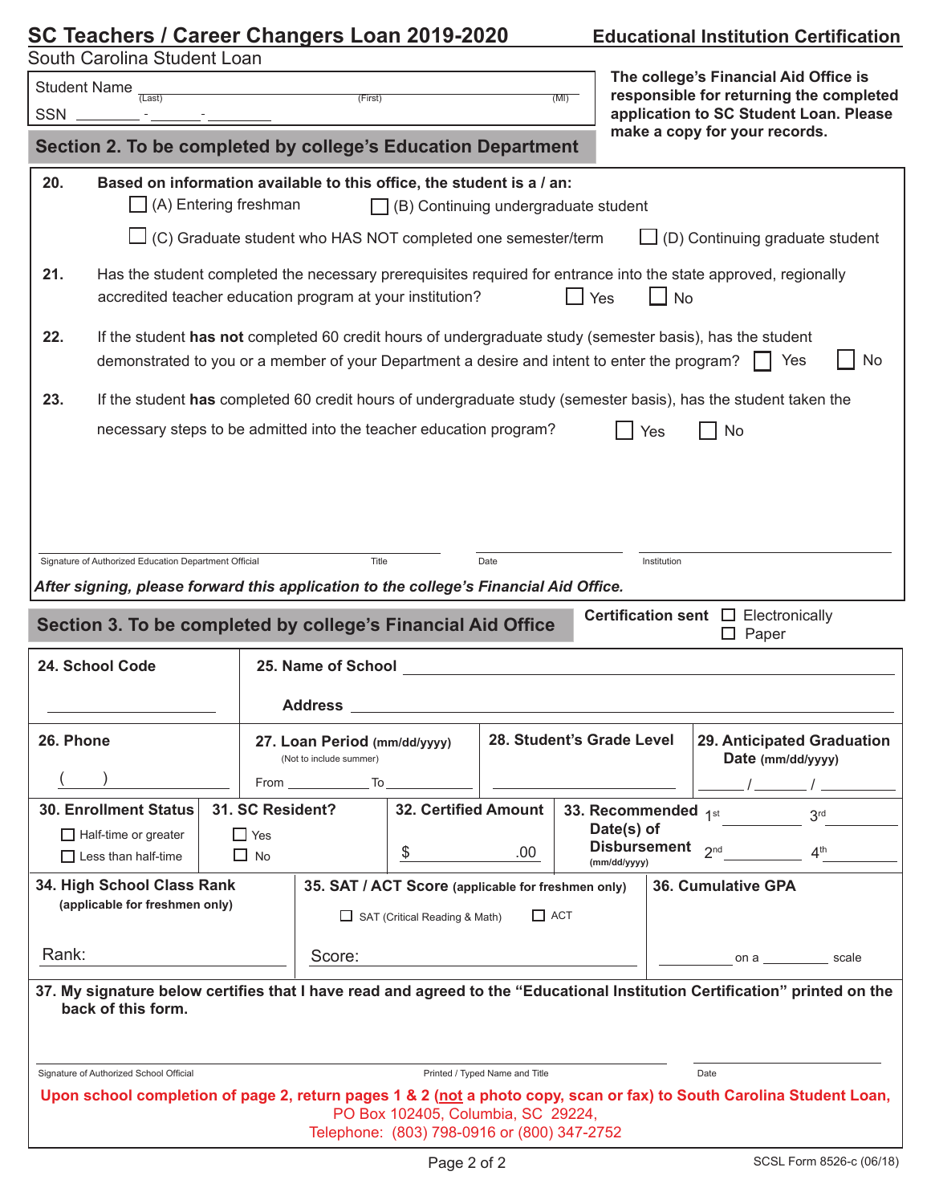# SC Teachers / Career Changers Loan 2019-2020

**Educational Institution Certification**

South Carolina Student Loan

Student Name ____________________ (Last) ____________________ (First) ______ (MI)

SSN ________ - ______ - ________

**The college's Financial Aid Office is responsible for returning the completed application to SC Student Loan. Please make a copy for your records.**

## Section 2. To be completed by college's Education Department

**20.** **Based on information available to this office, the student is a / an:**

☐ (A) Entering freshman ☐ (B) Continuing undergraduate student

☐ (C) Graduate student who HAS NOT completed one semester/term ☐ (D) Continuing graduate student

**21.** Has the student completed the necessary prerequisites required for entrance into the state approved, regionally accredited teacher education program at your institution? ☐ Yes ☐ No

**22.** If the student **has not** completed 60 credit hours of undergraduate study (semester basis), has the student demonstrated to you or a member of your Department a desire and intent to enter the program? ☐ Yes ☐ No

**23.** If the student **has** completed 60 credit hours of undergraduate study (semester basis), has the student taken the necessary steps to be admitted into the teacher education program? ☐ Yes ☐ No

______________________________ ______________ ______________ ______________

Signature of Authorized Education Department Official | Title | Date | Institution

***After signing, please forward this application to the college's Financial Aid Office.***

## Section 3. To be completed by college's Financial Aid Office

**Certification sent** ☐ Electronically ☐ Paper

**24. School Code** ____________________

**25. Name of School** ____________________

**Address** ____________________

**26. Phone** (    ) ____________________

**27. Loan Period (mm/dd/yyyy)** (Not to include summer) From __________ To __________

**28. Student's Grade Level** ____________________

**29. Anticipated Graduation Date (mm/dd/yyyy)** ______ / ______ / ______

**30. Enrollment Status** ☐ Half-time or greater ☐ Less than half-time

**31. SC Resident?** ☐ Yes ☐ No

**32. Certified Amount** $ __________ .00

**33. Recommended Date(s) of Disbursement (mm/dd/yyyy)** 1st ________ 2nd ________ 3rd ________ 4th ________

**34. High School Class Rank (applicable for freshmen only)** Rank: ____________

**35. SAT / ACT Score (applicable for freshmen only)** ☐ SAT (Critical Reading & Math) ☐ ACT Score: ____________

**36. Cumulative GPA** ________ on a ________ scale

**37. My signature below certifies that I have read and agreed to the "Educational Institution Certification" printed on the back of this form.**

______________________________ ______________________________ ______________

Signature of Authorized School Official | Printed / Typed Name and Title | Date

**Upon school completion of page 2, return pages 1 & 2 (not a photo copy, scan or fax) to South Carolina Student Loan,** PO Box 102405, Columbia, SC 29224, Telephone: (803) 798-0916 or (800) 347-2752

SCSL Form 8526-c (06/18)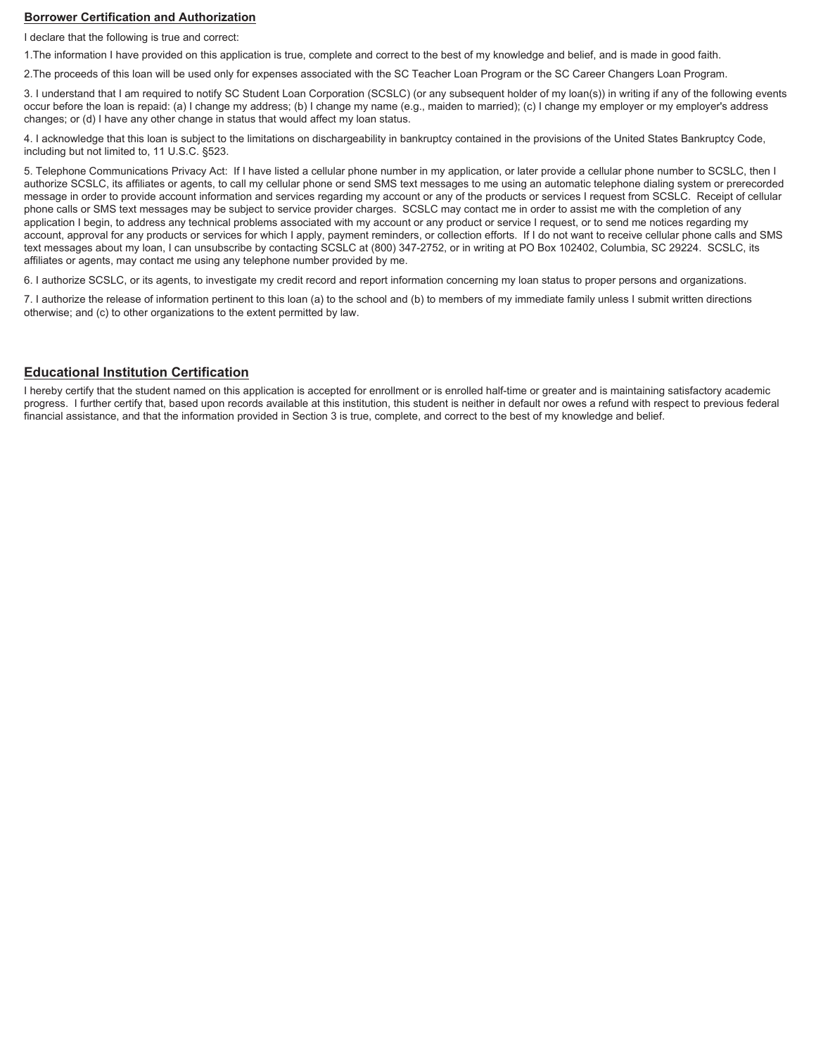## Borrower Certification and Authorization

I declare that the following is true and correct:

1.The information I have provided on this application is true, complete and correct to the best of my knowledge and belief, and is made in good faith.

2.The proceeds of this loan will be used only for expenses associated with the SC Teacher Loan Program or the SC Career Changers Loan Program.

3. I understand that I am required to notify SC Student Loan Corporation (SCSLC) (or any subsequent holder of my loan(s)) in writing if any of the following events occur before the loan is repaid: (a) I change my address; (b) I change my name (e.g., maiden to married); (c) I change my employer or my employer's address changes; or (d) I have any other change in status that would affect my loan status.

4. I acknowledge that this loan is subject to the limitations on dischargeability in bankruptcy contained in the provisions of the United States Bankruptcy Code, including but not limited to, 11 U.S.C. §523.

5. Telephone Communications Privacy Act: If I have listed a cellular phone number in my application, or later provide a cellular phone number to SCSLC, then I authorize SCSLC, its affiliates or agents, to call my cellular phone or send SMS text messages to me using an automatic telephone dialing system or prerecorded message in order to provide account information and services regarding my account or any of the products or services I request from SCSLC. Receipt of cellular phone calls or SMS text messages may be subject to service provider charges. SCSLC may contact me in order to assist me with the completion of any application I begin, to address any technical problems associated with my account or any product or service I request, or to send me notices regarding my account, approval for any products or services for which I apply, payment reminders, or collection efforts. If I do not want to receive cellular phone calls and SMS text messages about my loan, I can unsubscribe by contacting SCSLC at (800) 347-2752, or in writing at PO Box 102402, Columbia, SC 29224. SCSLC, its affiliates or agents, may contact me using any telephone number provided by me.

6. I authorize SCSLC, or its agents, to investigate my credit record and report information concerning my loan status to proper persons and organizations.

7. I authorize the release of information pertinent to this loan (a) to the school and (b) to members of my immediate family unless I submit written directions otherwise; and (c) to other organizations to the extent permitted by law.

## Educational Institution Certification

I hereby certify that the student named on this application is accepted for enrollment or is enrolled half-time or greater and is maintaining satisfactory academic progress. I further certify that, based upon records available at this institution, this student is neither in default nor owes a refund with respect to previous federal financial assistance, and that the information provided in Section 3 is true, complete, and correct to the best of my knowledge and belief.